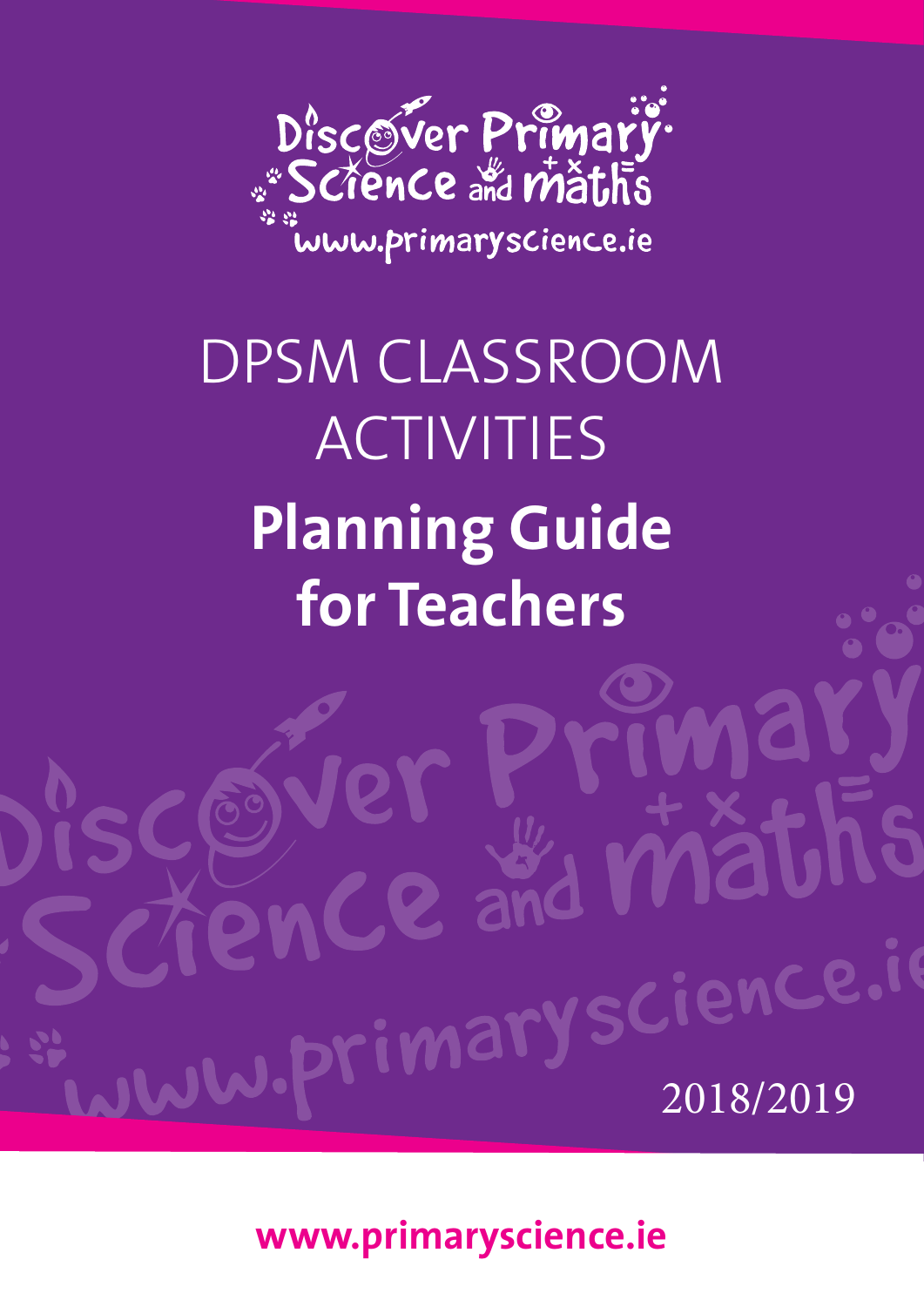Discover Primary Science and Maths

www.primaryscience.ie

# DPSM CLASSROOM ACTIVITIES

# Planning Guide for Teachers

2018/2019

www.primaryscience.ie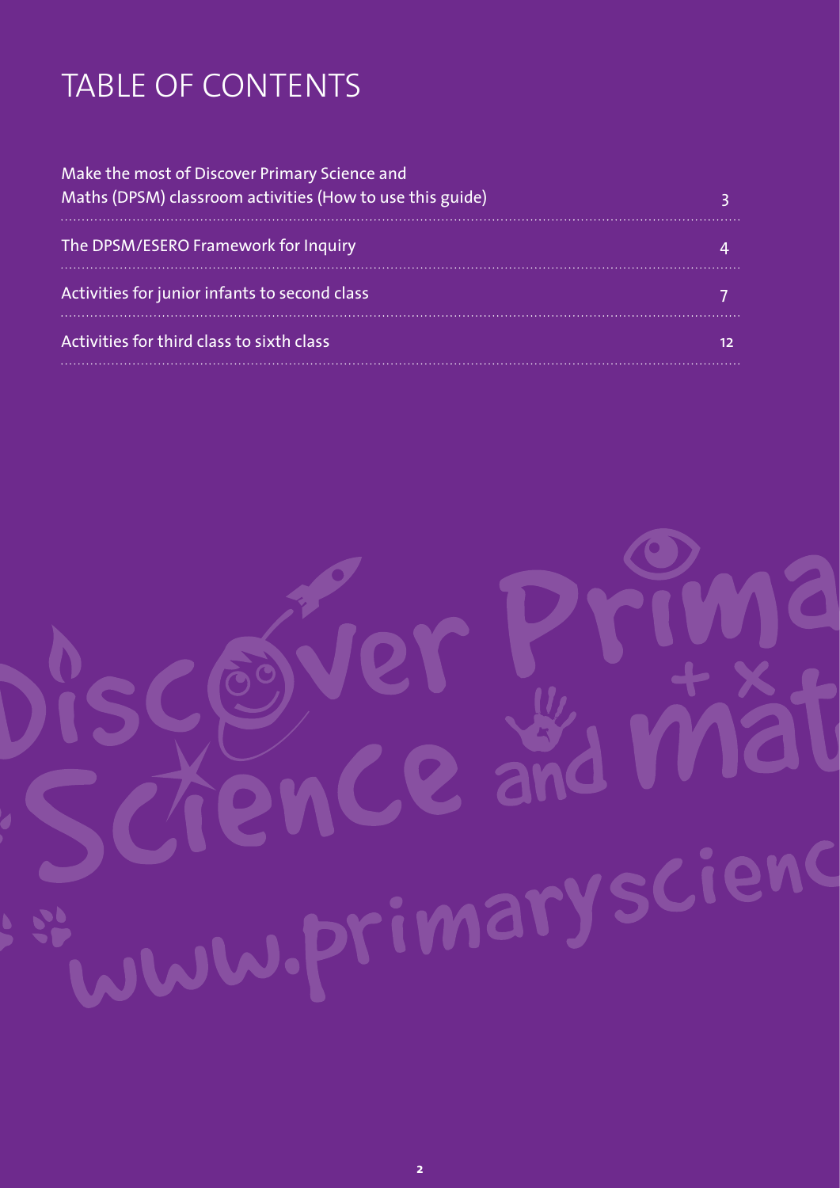# TABLE OF CONTENTS

| | |
|---|---|
| Make the most of Discover Primary Science and Maths (DPSM) classroom activities (How to use this guide) | 3 |
| The DPSM/ESERO Framework for Inquiry | 4 |
| Activities for junior infants to second class | 7 |
| Activities for third class to sixth class | 12 |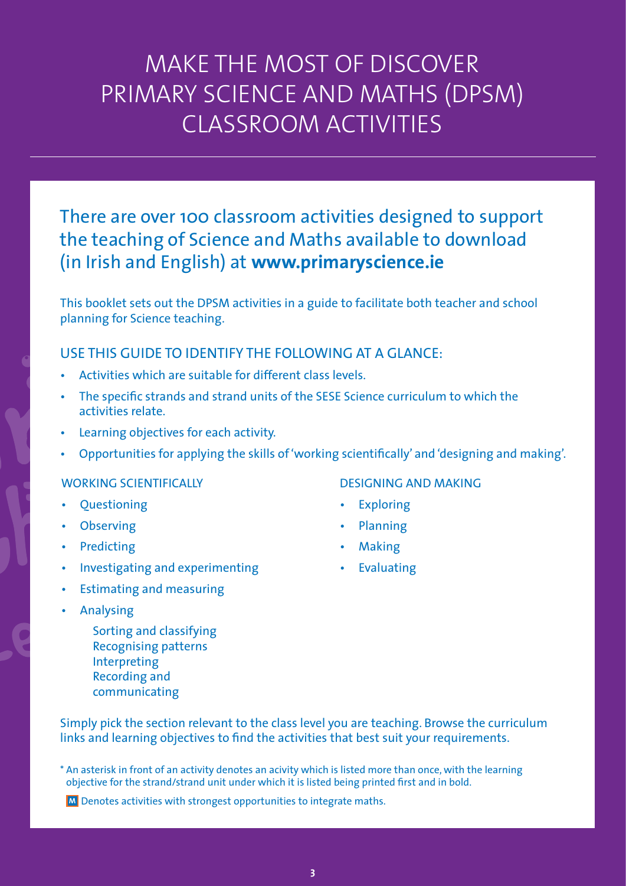# MAKE THE MOST OF DISCOVER PRIMARY SCIENCE AND MATHS (DPSM) CLASSROOM ACTIVITIES

## There are over 100 classroom activities designed to support the teaching of Science and Maths available to download (in Irish and English) at **www.primaryscience.ie**

This booklet sets out the DPSM activities in a guide to facilitate both teacher and school planning for Science teaching.

### USE THIS GUIDE TO IDENTIFY THE FOLLOWING AT A GLANCE:

- Activities which are suitable for different class levels.
- The specific strands and strand units of the SESE Science curriculum to which the activities relate.
- Learning objectives for each activity.
- Opportunities for applying the skills of 'working scientifically' and 'designing and making'.

#### WORKING SCIENTIFICALLY

- Questioning
- Observing
- Predicting
- Investigating and experimenting
- Estimating and measuring
- Analysing
  - Sorting and classifying
  - Recognising patterns
  - Interpreting
  - Recording and communicating

#### DESIGNING AND MAKING

- Exploring
- Planning
- Making
- Evaluating

Simply pick the section relevant to the class level you are teaching. Browse the curriculum links and learning objectives to find the activities that best suit your requirements.

* An asterisk in front of an activity denotes an acivity which is listed more than once, with the learning objective for the strand/strand unit under which it is listed being printed first and in bold.

**M** Denotes activities with strongest opportunities to integrate maths.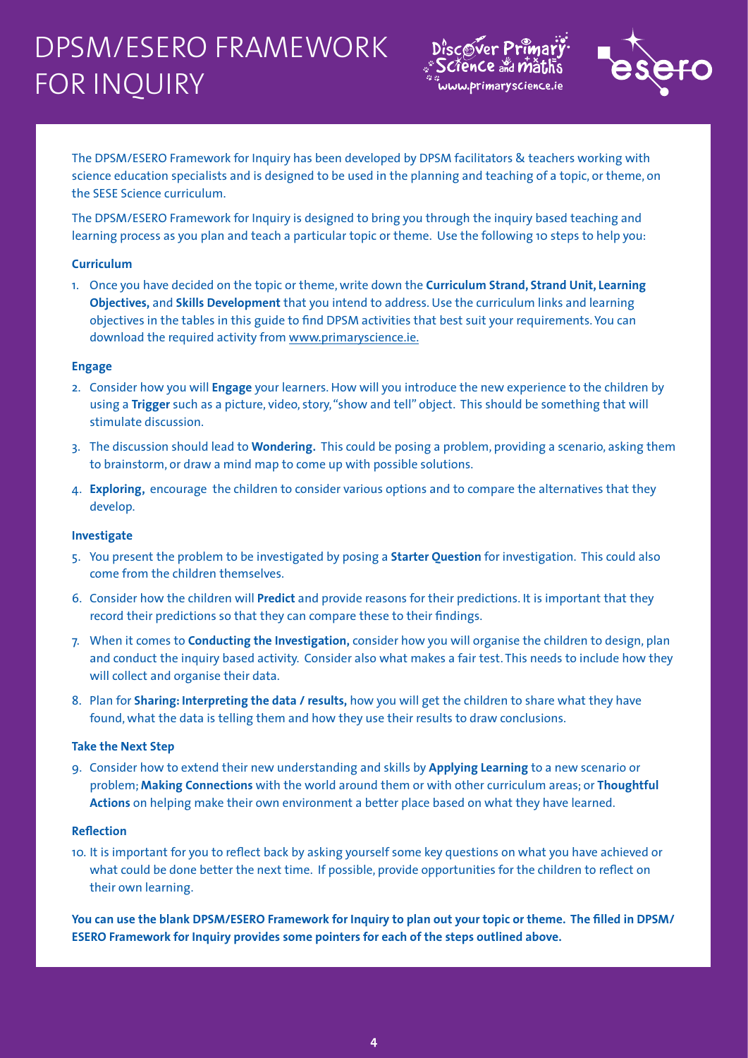# DPSM/ESERO FRAMEWORK FOR INQUIRY

The DPSM/ESERO Framework for Inquiry has been developed by DPSM facilitators & teachers working with science education specialists and is designed to be used in the planning and teaching of a topic, or theme, on the SESE Science curriculum.

The DPSM/ESERO Framework for Inquiry is designed to bring you through the inquiry based teaching and learning process as you plan and teach a particular topic or theme. Use the following 10 steps to help you:

**Curriculum**

1. Once you have decided on the topic or theme, write down the **Curriculum Strand, Strand Unit, Learning Objectives,** and **Skills Development** that you intend to address. Use the curriculum links and learning objectives in the tables in this guide to find DPSM activities that best suit your requirements. You can download the required activity from www.primaryscience.ie.

**Engage**

2. Consider how you will **Engage** your learners. How will you introduce the new experience to the children by using a **Trigger** such as a picture, video, story, "show and tell" object. This should be something that will stimulate discussion.
3. The discussion should lead to **Wondering.** This could be posing a problem, providing a scenario, asking them to brainstorm, or draw a mind map to come up with possible solutions.
4. **Exploring,** encourage the children to consider various options and to compare the alternatives that they develop.

**Investigate**

5. You present the problem to be investigated by posing a **Starter Question** for investigation. This could also come from the children themselves.
6. Consider how the children will **Predict** and provide reasons for their predictions. It is important that they record their predictions so that they can compare these to their findings.
7. When it comes to **Conducting the Investigation,** consider how you will organise the children to design, plan and conduct the inquiry based activity. Consider also what makes a fair test. This needs to include how they will collect and organise their data.
8. Plan for **Sharing: Interpreting the data / results,** how you will get the children to share what they have found, what the data is telling them and how they use their results to draw conclusions.

**Take the Next Step**

9. Consider how to extend their new understanding and skills by **Applying Learning** to a new scenario or problem; **Making Connections** with the world around them or with other curriculum areas; or **Thoughtful Actions** on helping make their own environment a better place based on what they have learned.

**Reflection**

10. It is important for you to reflect back by asking yourself some key questions on what you have achieved or what could be done better the next time. If possible, provide opportunities for the children to reflect on their own learning.

**You can use the blank DPSM/ESERO Framework for Inquiry to plan out your topic or theme. The filled in DPSM/ESERO Framework for Inquiry provides some pointers for each of the steps outlined above.**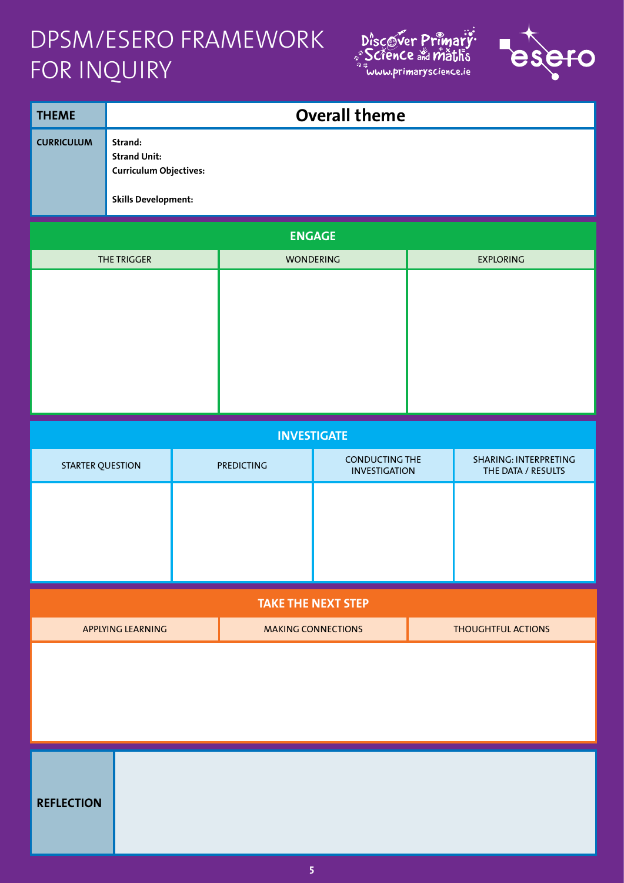# DPSM/ESERO FRAMEWORK FOR INQUIRY

Discover Primary Science and Maths
www.primaryscience.ie

esero

| THEME | Overall theme |
| --- | --- |
| CURRICULUM | **Strand:**<br>**Strand Unit:**<br>**Curriculum Objectives:**<br><br>**Skills Development:** |

## ENGAGE

| THE TRIGGER | WONDERING | EXPLORING |
| --- | --- | --- |
| | | |

## INVESTIGATE

| STARTER QUESTION | PREDICTING | CONDUCTING THE INVESTIGATION | SHARING: INTERPRETING THE DATA / RESULTS |
| --- | --- | --- | --- |
| | | | |

## TAKE THE NEXT STEP

| APPLYING LEARNING | MAKING CONNECTIONS | THOUGHTFUL ACTIONS |
| --- | --- | --- |
| | | |

| REFLECTION | |
| --- | --- |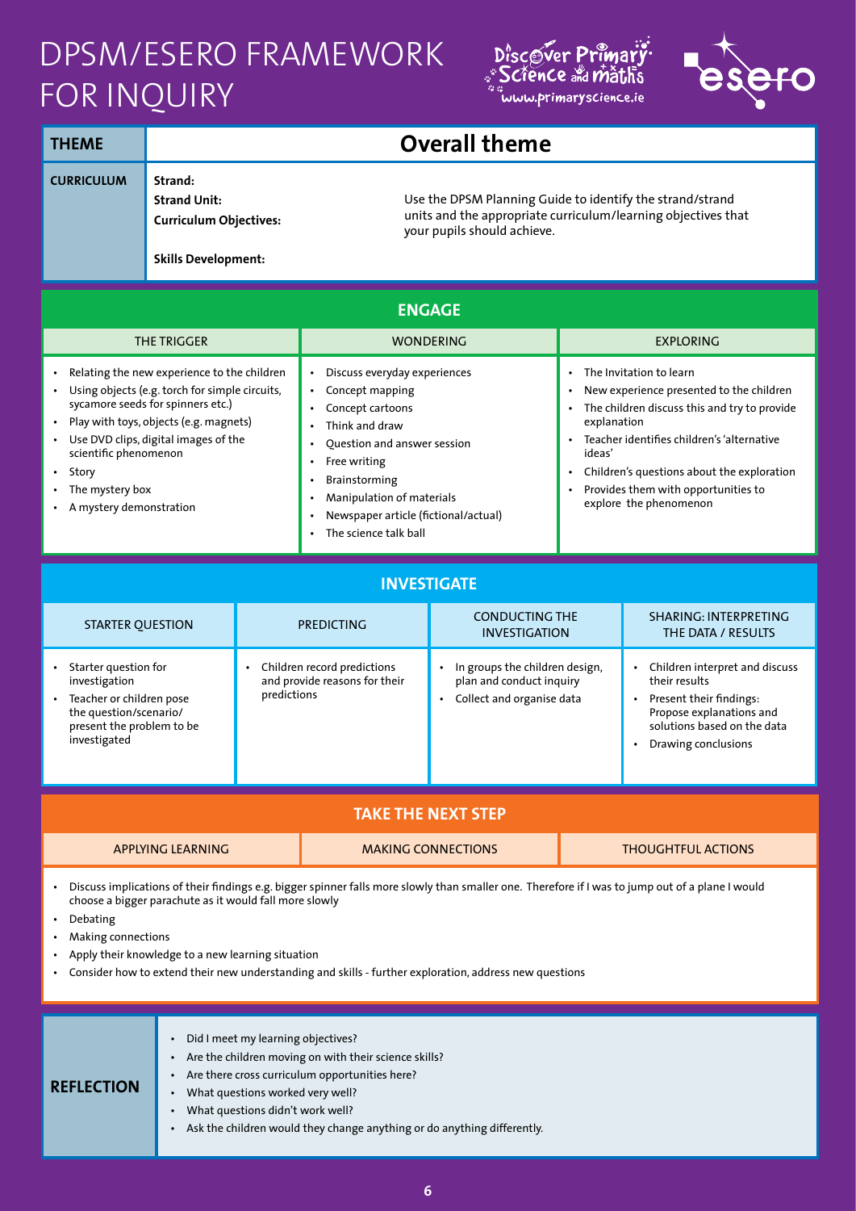# DPSM/ESERO FRAMEWORK FOR INQUIRY

Discover Primary Science and maths
www.primaryscience.ie

| THEME | Overall theme |
|---|---|
| CURRICULUM | **Strand:**<br>**Strand Unit:**<br>**Curriculum Objectives:**<br>**Skills Development:**<br><br>Use the DPSM Planning Guide to identify the strand/strand units and the appropriate curriculum/learning objectives that your pupils should achieve. |

## ENGAGE

| THE TRIGGER | WONDERING | EXPLORING |
|---|---|---|
| • Relating the new experience to the children<br>• Using objects (e.g. torch for simple circuits, sycamore seeds for spinners etc.)<br>• Play with toys, objects (e.g. magnets)<br>• Use DVD clips, digital images of the scientific phenomenon<br>• Story<br>• The mystery box<br>• A mystery demonstration | • Discuss everyday experiences<br>• Concept mapping<br>• Concept cartoons<br>• Think and draw<br>• Question and answer session<br>• Free writing<br>• Brainstorming<br>• Manipulation of materials<br>• Newspaper article (fictional/actual)<br>• The science talk ball | • The Invitation to learn<br>• New experience presented to the children<br>• The children discuss this and try to provide explanation<br>• Teacher identifies children's 'alternative ideas'<br>• Children's questions about the exploration<br>• Provides them with opportunities to explore the phenomenon |

## INVESTIGATE

| STARTER QUESTION | PREDICTING | CONDUCTING THE INVESTIGATION | SHARING: INTERPRETING THE DATA / RESULTS |
|---|---|---|---|
| • Starter question for investigation<br>• Teacher or children pose the question/scenario/present the problem to be investigated | • Children record predictions and provide reasons for their predictions | • In groups the children design, plan and conduct inquiry<br>• Collect and organise data | • Children interpret and discuss their results<br>• Present their findings: Propose explanations and solutions based on the data<br>• Drawing conclusions |

## TAKE THE NEXT STEP

| APPLYING LEARNING | MAKING CONNECTIONS | THOUGHTFUL ACTIONS |
|---|---|---|

- Discuss implications of their findings e.g. bigger spinner falls more slowly than smaller one. Therefore if I was to jump out of a plane I would choose a bigger parachute as it would fall more slowly
- Debating
- Making connections
- Apply their knowledge to a new learning situation
- Consider how to extend their new understanding and skills - further exploration, address new questions

## REFLECTION

- Did I meet my learning objectives?
- Are the children moving on with their science skills?
- Are there cross curriculum opportunities here?
- What questions worked very well?
- What questions didn't work well?
- Ask the children would they change anything or do anything differently.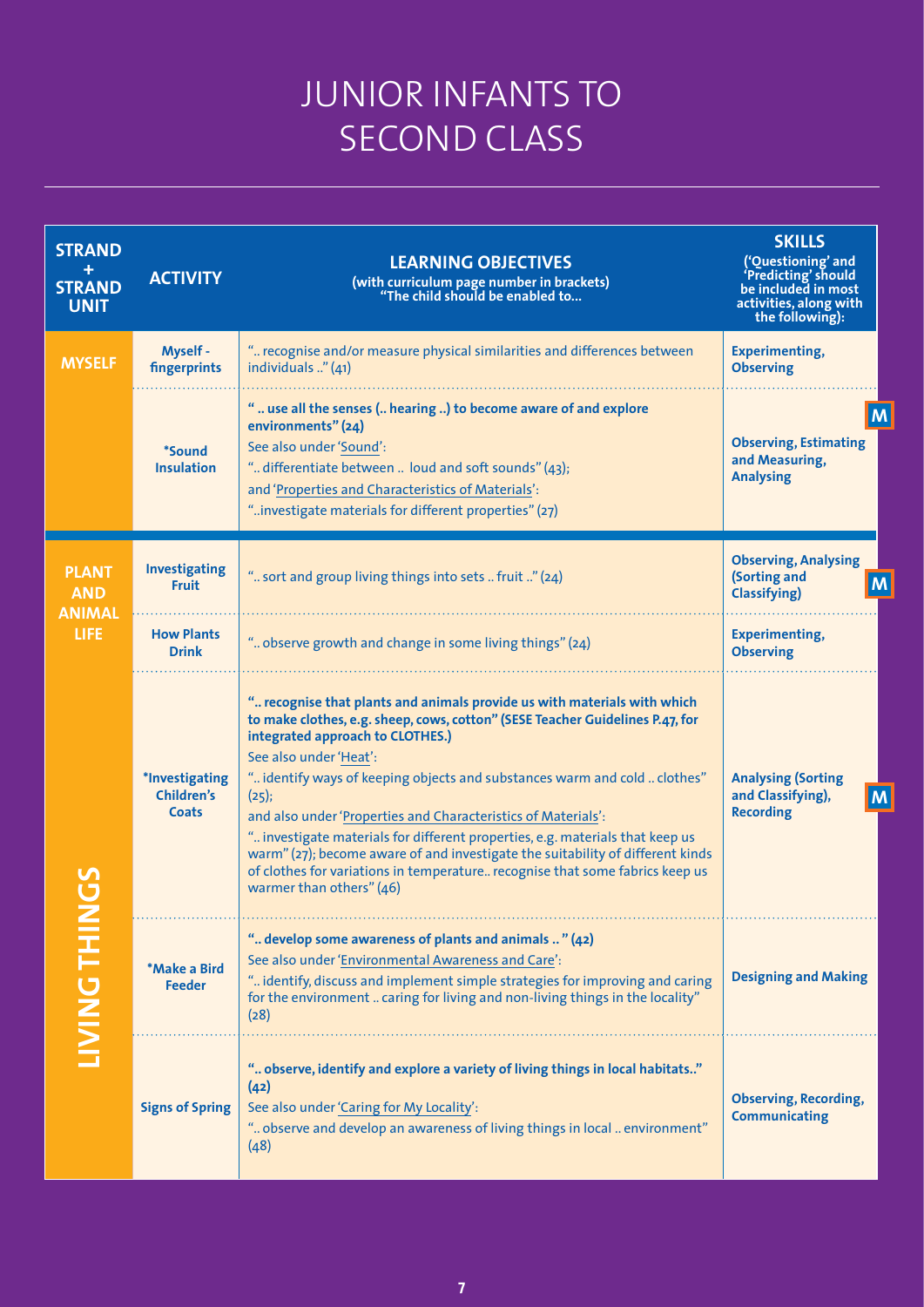# JUNIOR INFANTS TO SECOND CLASS

| STRAND + STRAND UNIT | ACTIVITY | LEARNING OBJECTIVES (with curriculum page number in brackets) "The child should be enabled to... | SKILLS ('Questioning' and 'Predicting' should be included in most activities, along with the following): |
|---|---|---|---|
| **MYSELF** | **Myself - fingerprints** | ".. recognise and/or measure physical similarities and differences between individuals .." (41) | **Experimenting, Observing** |
| | ***Sound Insulation** | **" .. use all the senses (.. hearing ..) to become aware of and explore environments" (24)** See also under 'Sound': ".. differentiate between .. loud and soft sounds" (43); and 'Properties and Characteristics of Materials': "..investigate materials for different properties" (27) | **Observing, Estimating and Measuring, Analysing** M |
| **PLANT AND ANIMAL LIFE** | **Investigating Fruit** | ".. sort and group living things into sets .. fruit .." (24) | **Observing, Analysing (Sorting and Classifying)** M |
| **LIVING THINGS** | **How Plants Drink** | ".. observe growth and change in some living things" (24) | **Experimenting, Observing** |
| | ***Investigating Children's Coats** | **".. recognise that plants and animals provide us with materials with which to make clothes, e.g. sheep, cows, cotton" (SESE Teacher Guidelines P.47, for integrated approach to CLOTHES.)** See also under 'Heat': ".. identify ways of keeping objects and substances warm and cold .. clothes" (25); and also under 'Properties and Characteristics of Materials': ".. investigate materials for different properties, e.g. materials that keep us warm" (27); become aware of and investigate the suitability of different kinds of clothes for variations in temperature.. recognise that some fabrics keep us warmer than others" (46) | **Analysing (Sorting and Classifying), Recording** M |
| | ***Make a Bird Feeder** | **".. develop some awareness of plants and animals .. " (42)** See also under 'Environmental Awareness and Care': ".. identify, discuss and implement simple strategies for improving and caring for the environment .. caring for living and non-living things in the locality" (28) | **Designing and Making** |
| | **Signs of Spring** | **".. observe, identify and explore a variety of living things in local habitats.." (42)** See also under 'Caring for My Locality': ".. observe and develop an awareness of living things in local .. environment" (48) | **Observing, Recording, Communicating** |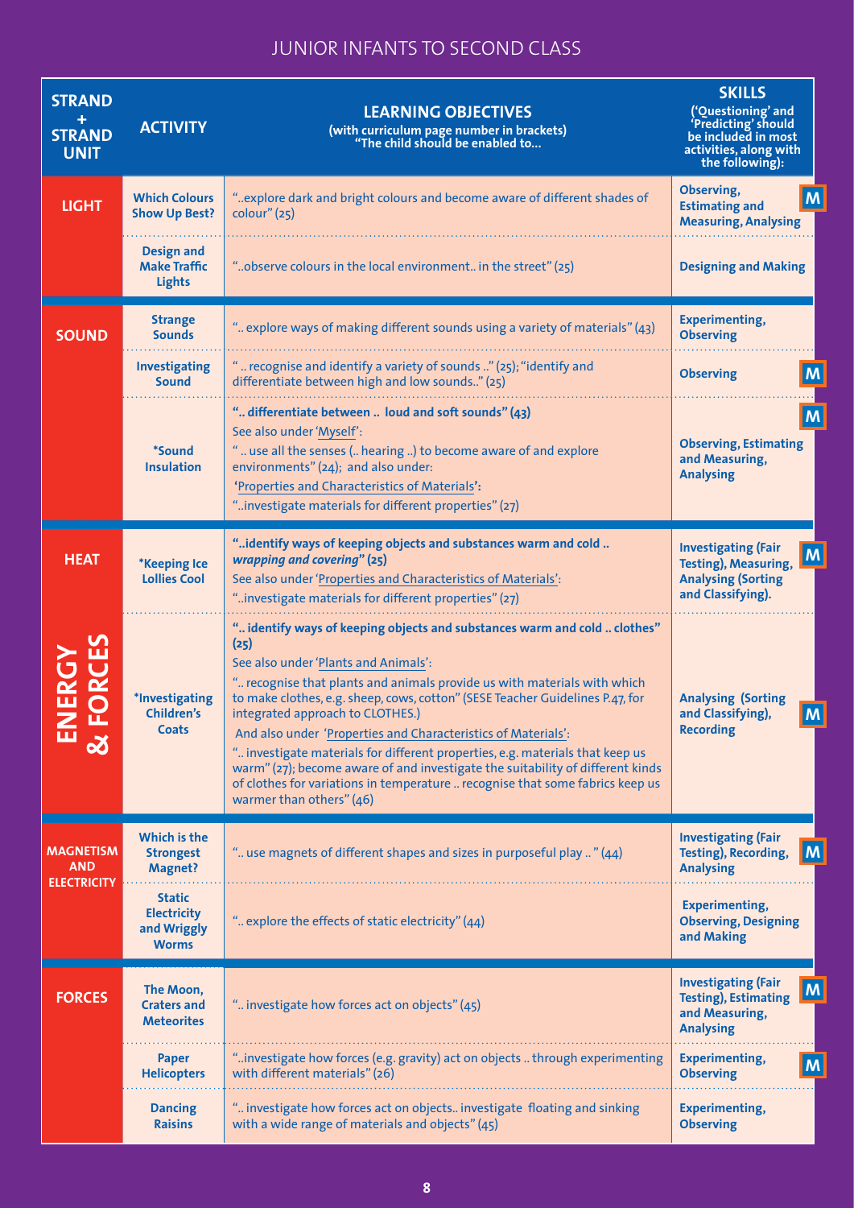## JUNIOR INFANTS TO SECOND CLASS

| STRAND + STRAND UNIT | ACTIVITY | LEARNING OBJECTIVES (with curriculum page number in brackets) "The child should be enabled to... | SKILLS ('Questioning' and 'Predicting' should be included in most activities, along with the following): |
|---|---|---|---|
| **LIGHT** | **Which Colours Show Up Best?** | "..explore dark and bright colours and become aware of different shades of colour" (25) | **Observing, Estimating and Measuring, Analysing** M |
| | **Design and Make Traffic Lights** | "..observe colours in the local environment.. in the street" (25) | **Designing and Making** |
| **SOUND** | **Strange Sounds** | ".. explore ways of making different sounds using a variety of materials" (43) | **Experimenting, Observing** |
| | **Investigating Sound** | " .. recognise and identify a variety of sounds .." (25); "identify and differentiate between high and low sounds.." (25) | **Observing** M |
| | ***Sound Insulation** | **".. differentiate between .. loud and soft sounds" (43)** See also under 'Myself': " .. use all the senses (.. hearing ..) to become aware of and explore environments" (24); and also under: 'Properties and Characteristics of Materials': "..investigate materials for different properties" (27) | **Observing, Estimating and Measuring, Analysing** M |
| **HEAT** (ENERGY & FORCES) | ***Keeping Ice Lollies Cool** | **"..identify ways of keeping objects and substances warm and cold .. *wrapping and covering*" (25)** See also under 'Properties and Characteristics of Materials': "..investigate materials for different properties" (27) | **Investigating (Fair Testing), Measuring, Analysing (Sorting and Classifying).** M |
| | ***Investigating Children's Coats** | **".. identify ways of keeping objects and substances warm and cold .. clothes" (25)** See also under 'Plants and Animals': ".. recognise that plants and animals provide us with materials with which to make clothes, e.g. sheep, cows, cotton" (SESE Teacher Guidelines P.47, for integrated approach to CLOTHES.) And also under 'Properties and Characteristics of Materials': ".. investigate materials for different properties, e.g. materials that keep us warm" (27); become aware of and investigate the suitability of different kinds of clothes for variations in temperature .. recognise that some fabrics keep us warmer than others" (46) | **Analysing (Sorting and Classifying), Recording** M |
| **MAGNETISM AND ELECTRICITY** | **Which is the Strongest Magnet?** | ".. use magnets of different shapes and sizes in purposeful play .. " (44) | **Investigating (Fair Testing), Recording, Analysing** M |
| | **Static Electricity and Wriggly Worms** | ".. explore the effects of static electricity" (44) | **Experimenting, Observing, Designing and Making** |
| **FORCES** | **The Moon, Craters and Meteorites** | ".. investigate how forces act on objects" (45) | **Investigating (Fair Testing), Estimating and Measuring, Analysing** M |
| | **Paper Helicopters** | "..investigate how forces (e.g. gravity) act on objects .. through experimenting with different materials" (26) | **Experimenting, Observing** M |
| | **Dancing Raisins** | ".. investigate how forces act on objects.. investigate floating and sinking with a wide range of materials and objects" (45) | **Experimenting, Observing** |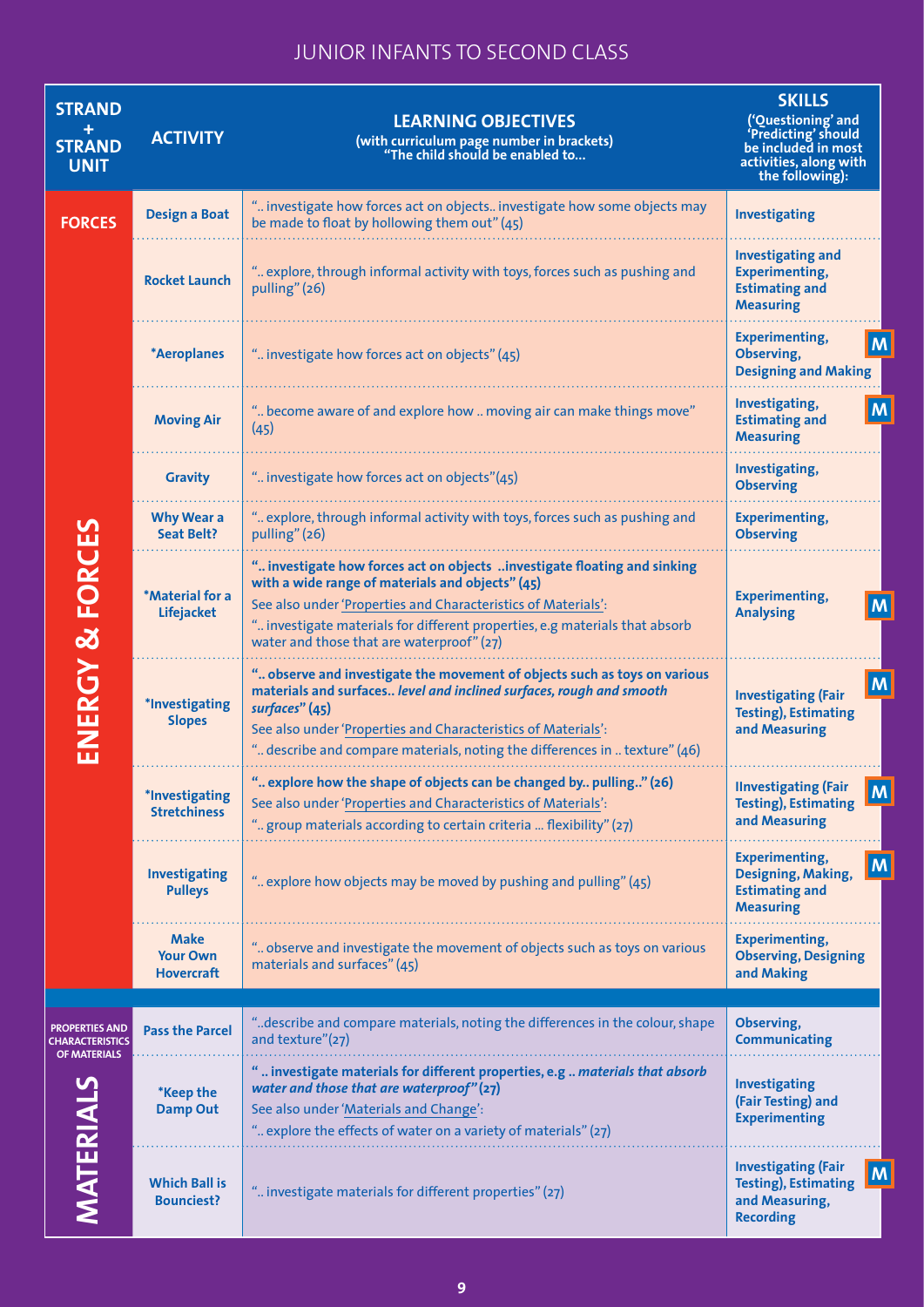# JUNIOR INFANTS TO SECOND CLASS

| STRAND + STRAND UNIT | ACTIVITY | LEARNING OBJECTIVES (with curriculum page number in brackets) "The child should be enabled to... | SKILLS ('Questioning' and 'Predicting' should be included in most activities, along with the following): |
|---|---|---|---|
| **ENERGY & FORCES** – FORCES | **Design a Boat** | ".. investigate how forces act on objects.. investigate how some objects may be made to float by hollowing them out" (45) | **Investigating** |
| | **Rocket Launch** | ".. explore, through informal activity with toys, forces such as pushing and pulling" (26) | **Investigating and Experimenting, Estimating and Measuring** |
| | ***Aeroplanes** | ".. investigate how forces act on objects" (45) | **Experimenting, Observing, Designing and Making** M |
| | **Moving Air** | ".. become aware of and explore how .. moving air can make things move" (45) | **Investigating, Estimating and Measuring** M |
| | **Gravity** | ".. investigate how forces act on objects"(45) | **Investigating, Observing** |
| | **Why Wear a Seat Belt?** | ".. explore, through informal activity with toys, forces such as pushing and pulling" (26) | **Experimenting, Observing** |
| | ***Material for a Lifejacket** | **".. investigate how forces act on objects ..investigate floating and sinking with a wide range of materials and objects" (45)** See also under 'Properties and Characteristics of Materials': ".. investigate materials for different properties, e.g materials that absorb water and those that are waterproof" (27) | **Experimenting, Analysing** M |
| | ***Investigating Slopes** | **".. observe and investigate the movement of objects such as toys on various materials and surfaces.. *level and inclined surfaces, rough and smooth surfaces*" (45)** See also under 'Properties and Characteristics of Materials': ".. describe and compare materials, noting the differences in .. texture" (46) | **Investigating (Fair Testing), Estimating and Measuring** M |
| | ***Investigating Stretchiness** | **".. explore how the shape of objects can be changed by.. pulling.." (26)** See also under 'Properties and Characteristics of Materials': ".. group materials according to certain criteria ... flexibility" (27) | **IInvestigating (Fair Testing), Estimating and Measuring** M |
| | **Investigating Pulleys** | ".. explore how objects may be moved by pushing and pulling" (45) | **Experimenting, Designing, Making, Estimating and Measuring** M |
| | **Make Your Own Hovercraft** | ".. observe and investigate the movement of objects such as toys on various materials and surfaces" (45) | **Experimenting, Observing, Designing and Making** |
| **MATERIALS** – PROPERTIES AND CHARACTERISTICS OF MATERIALS | **Pass the Parcel** | "..describe and compare materials, noting the differences in the colour, shape and texture"(27) | **Observing, Communicating** |
| | ***Keep the Damp Out** | **" .. investigate materials for different properties, e.g .. *materials that absorb water and those that are waterproof*" (27)** See also under 'Materials and Change': ".. explore the effects of water on a variety of materials" (27) | **Investigating (Fair Testing) and Experimenting** |
| | **Which Ball is Bounciest?** | ".. investigate materials for different properties" (27) | **Investigating (Fair Testing), Estimating and Measuring, Recording** M |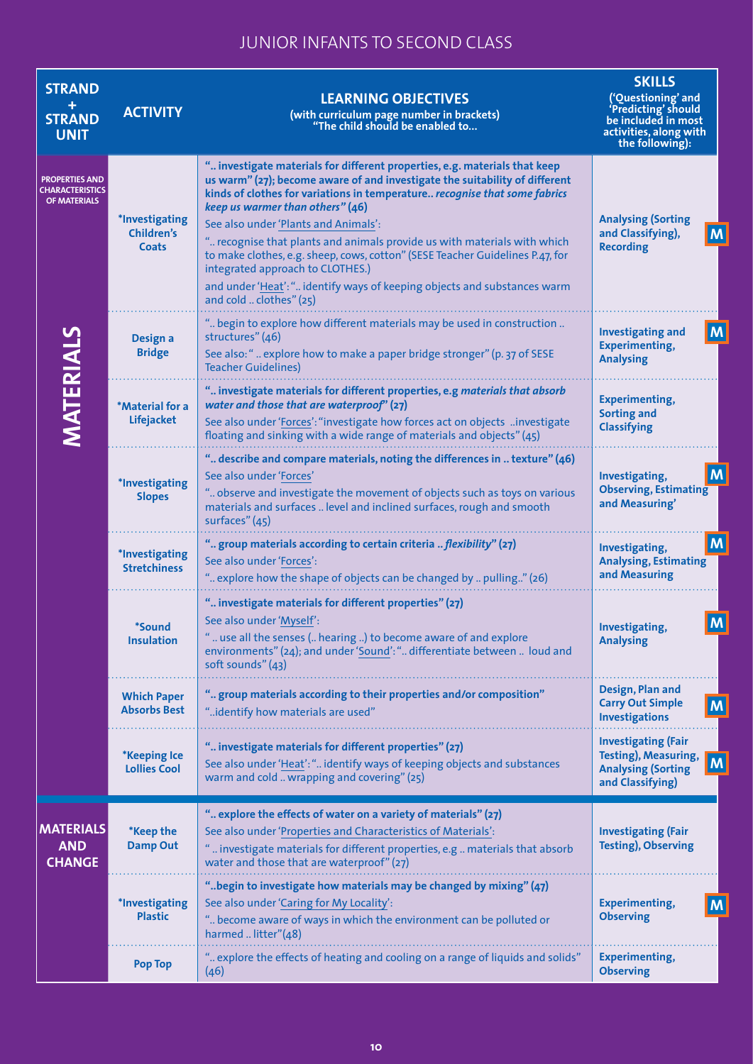# JUNIOR INFANTS TO SECOND CLASS

| STRAND + STRAND UNIT | ACTIVITY | LEARNING OBJECTIVES (with curriculum page number in brackets) "The child should be enabled to... | SKILLS ('Questioning' and 'Predicting' should be included in most activities, along with the following): |
|---|---|---|---|
| **MATERIALS** – **PROPERTIES AND CHARACTERISTICS OF MATERIALS** | *Investigating Children's Coats | **".. investigate materials for different properties, e.g. materials that keep us warm" (27); become aware of and investigate the suitability of different kinds of clothes for variations in temperature.. *recognise that some fabrics keep us warmer than others*" (46)** See also under 'Plants and Animals': ".. recognise that plants and animals provide us with materials with which to make clothes, e.g. sheep, cows, cotton" (SESE Teacher Guidelines P.47, for integrated approach to CLOTHES.) and under 'Heat': ".. identify ways of keeping objects and substances warm and cold .. clothes" (25) | **Analysing (Sorting and Classifying), Recording** M |
| | Design a Bridge | ".. begin to explore how different materials may be used in construction .. structures" (46) See also: " .. explore how to make a paper bridge stronger" (p. 37 of SESE Teacher Guidelines) | **Investigating and Experimenting, Analysing** M |
| | *Material for a Lifejacket | **".. investigate materials for different properties, e.g *materials that absorb water and those that are waterproof*" (27)** See also under 'Forces': "investigate how forces act on objects ..investigate floating and sinking with a wide range of materials and objects" (45) | **Experimenting, Sorting and Classifying** |
| | *Investigating Slopes | **".. describe and compare materials, noting the differences in .. texture" (46)** See also under 'Forces' ".. observe and investigate the movement of objects such as toys on various materials and surfaces .. level and inclined surfaces, rough and smooth surfaces" (45) | **Investigating, Observing, Estimating and Measuring'** M |
| | *Investigating Stretchiness | **".. group materials according to certain criteria .. *flexibility*" (27)** See also under 'Forces': ".. explore how the shape of objects can be changed by .. pulling.." (26) | **Investigating, Analysing, Estimating and Measuring** M |
| | *Sound Insulation | **".. investigate materials for different properties" (27)** See also under 'Myself': " .. use all the senses (.. hearing ..) to become aware of and explore environments" (24); and under 'Sound': ".. differentiate between .. loud and soft sounds" (43) | **Investigating, Analysing** M |
| | Which Paper Absorbs Best | **".. group materials according to their properties and/or composition"** "..identify how materials are used" | **Design, Plan and Carry Out Simple Investigations** M |
| | *Keeping Ice Lollies Cool | **".. investigate materials for different properties" (27)** See also under 'Heat': ".. identify ways of keeping objects and substances warm and cold .. wrapping and covering" (25) | **Investigating (Fair Testing), Measuring, Analysing (Sorting and Classifying)** M |
| **MATERIALS AND CHANGE** | *Keep the Damp Out | **".. explore the effects of water on a variety of materials" (27)** See also under 'Properties and Characteristics of Materials': " .. investigate materials for different properties, e.g .. materials that absorb water and those that are waterproof" (27) | **Investigating (Fair Testing), Observing** |
| | *Investigating Plastic | **"..begin to investigate how materials may be changed by mixing" (47)** See also under 'Caring for My Locality': ".. become aware of ways in which the environment can be polluted or harmed .. litter"(48) | **Experimenting, Observing** M |
| | Pop Top | ".. explore the effects of heating and cooling on a range of liquids and solids" (46) | **Experimenting, Observing** |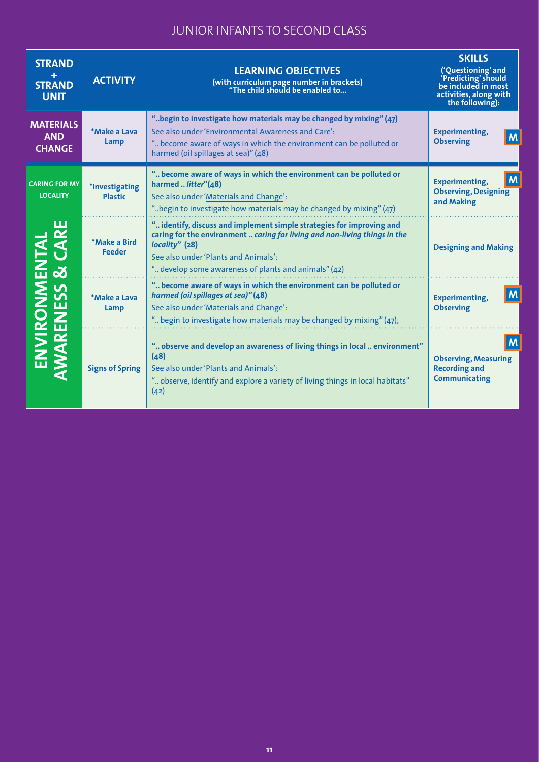# JUNIOR INFANTS TO SECOND CLASS

| STRAND + STRAND UNIT | ACTIVITY | LEARNING OBJECTIVES (with curriculum page number in brackets) "The child should be enabled to... | SKILLS ('Questioning' and 'Predicting' should be included in most activities, along with the following): |
|---|---|---|---|
| **MATERIALS AND CHANGE** | ***Make a Lava Lamp** | **"..begin to investigate how materials may be changed by mixing" (47)** See also under 'Environmental Awareness and Care': ".. become aware of ways in which the environment can be polluted or harmed (oil spillages at sea)" (48) | **Experimenting, Observing** M |
| **ENVIRONMENTAL AWARENESS & CARE** — **CARING FOR MY LOCALITY** | ***Investigating Plastic** | **".. become aware of ways in which the environment can be polluted or harmed .. *litter*"(48)** See also under 'Materials and Change': "..begin to investigate how materials may be changed by mixing" (47) | **Experimenting, Observing, Designing and Making** M |
| | ***Make a Bird Feeder** | **".. identify, discuss and implement simple strategies for improving and caring for the environment .. *caring for living and non-living things in the locality*" (28)** See also under 'Plants and Animals': ".. develop some awareness of plants and animals" (42) | **Designing and Making** |
| | ***Make a Lava Lamp** | **".. become aware of ways in which the environment can be polluted or *harmed (oil spillages at sea)*" (48)** See also under 'Materials and Change': ".. begin to investigate how materials may be changed by mixing" (47); | **Experimenting, Observing** M |
| | **Signs of Spring** | **".. observe and develop an awareness of living things in local .. environment" (48)** See also under 'Plants and Animals': ".. observe, identify and explore a variety of living things in local habitats" (42) | **Observing, Measuring Recording and Communicating** M |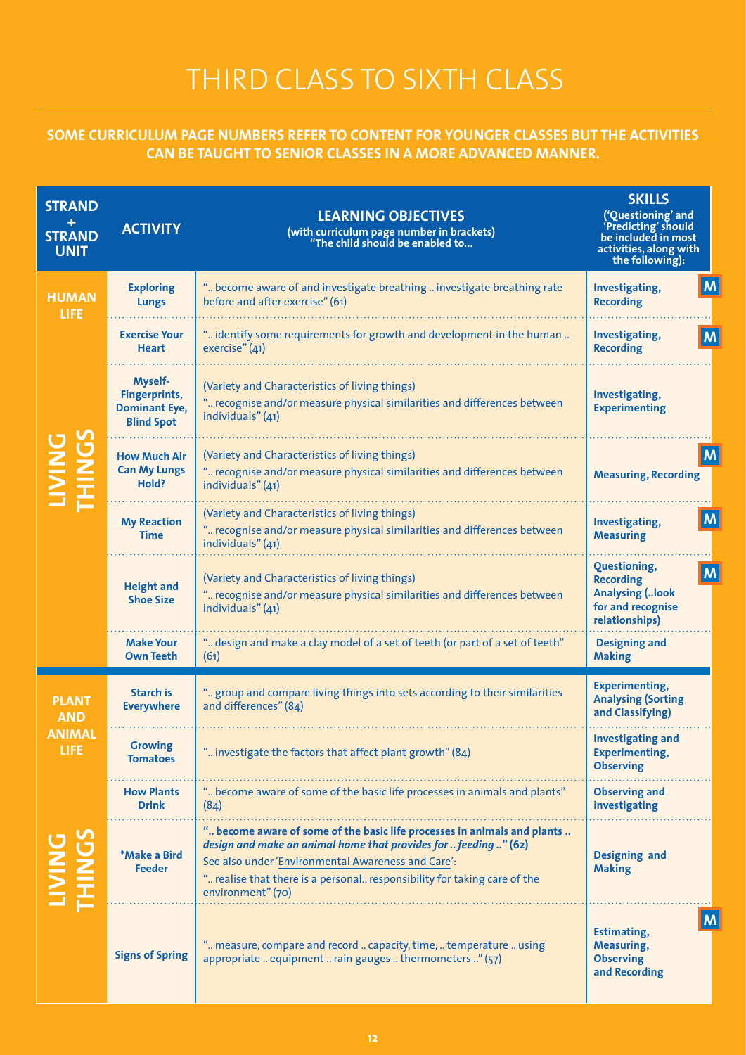# THIRD CLASS TO SIXTH CLASS

**SOME CURRICULUM PAGE NUMBERS REFER TO CONTENT FOR YOUNGER CLASSES BUT THE ACTIVITIES CAN BE TAUGHT TO SENIOR CLASSES IN A MORE ADVANCED MANNER.**

| STRAND + STRAND UNIT | ACTIVITY | LEARNING OBJECTIVES (with curriculum page number in brackets) "The child should be enabled to... | SKILLS ('Questioning' and 'Predicting' should be included in most activities, along with the following): | |
|---|---|---|---|---|
| HUMAN LIFE / LIVING THINGS | Exploring Lungs | ".. become aware of and investigate breathing .. investigate breathing rate before and after exercise" (61) | Investigating, Recording | M |
| | Exercise Your Heart | ".. identify some requirements for growth and development in the human .. exercise" (41) | Investigating, Recording | M |
| | Myself- Fingerprints, Dominant Eye, Blind Spot | (Variety and Characteristics of living things) ".. recognise and/or measure physical similarities and differences between individuals" (41) | Investigating, Experimenting | |
| | How Much Air Can My Lungs Hold? | (Variety and Characteristics of living things) ".. recognise and/or measure physical similarities and differences between individuals" (41) | Measuring, Recording | M |
| | My Reaction Time | (Variety and Characteristics of living things) ".. recognise and/or measure physical similarities and differences between individuals" (41) | Investigating, Measuring | M |
| | Height and Shoe Size | (Variety and Characteristics of living things) ".. recognise and/or measure physical similarities and differences between individuals" (41) | Questioning, Recording Analysing (..look for and recognise relationships) | M |
| | Make Your Own Teeth | ".. design and make a clay model of a set of teeth (or part of a set of teeth" (61) | Designing and Making | |
| PLANT AND ANIMAL LIFE / LIVING THINGS | Starch is Everywhere | ".. group and compare living things into sets according to their similarities and differences" (84) | Experimenting, Analysing (Sorting and Classifying) | |
| | Growing Tomatoes | ".. investigate the factors that affect plant growth" (84) | Investigating and Experimenting, Observing | |
| | How Plants Drink | ".. become aware of some of the basic life processes in animals and plants" (84) | Observing and investigating | |
| | *Make a Bird Feeder | **".. become aware of some of the basic life processes in animals and plants .. *design and make an animal home that provides for .. feeding ..*" (62)** See also under 'Environmental Awareness and Care': ".. realise that there is a personal.. responsibility for taking care of the environment" (70) | Designing and Making | |
| | Signs of Spring | ".. measure, compare and record .. capacity, time, .. temperature .. using appropriate .. equipment .. rain gauges .. thermometers .." (57) | Estimating, Measuring, Observing and Recording | M |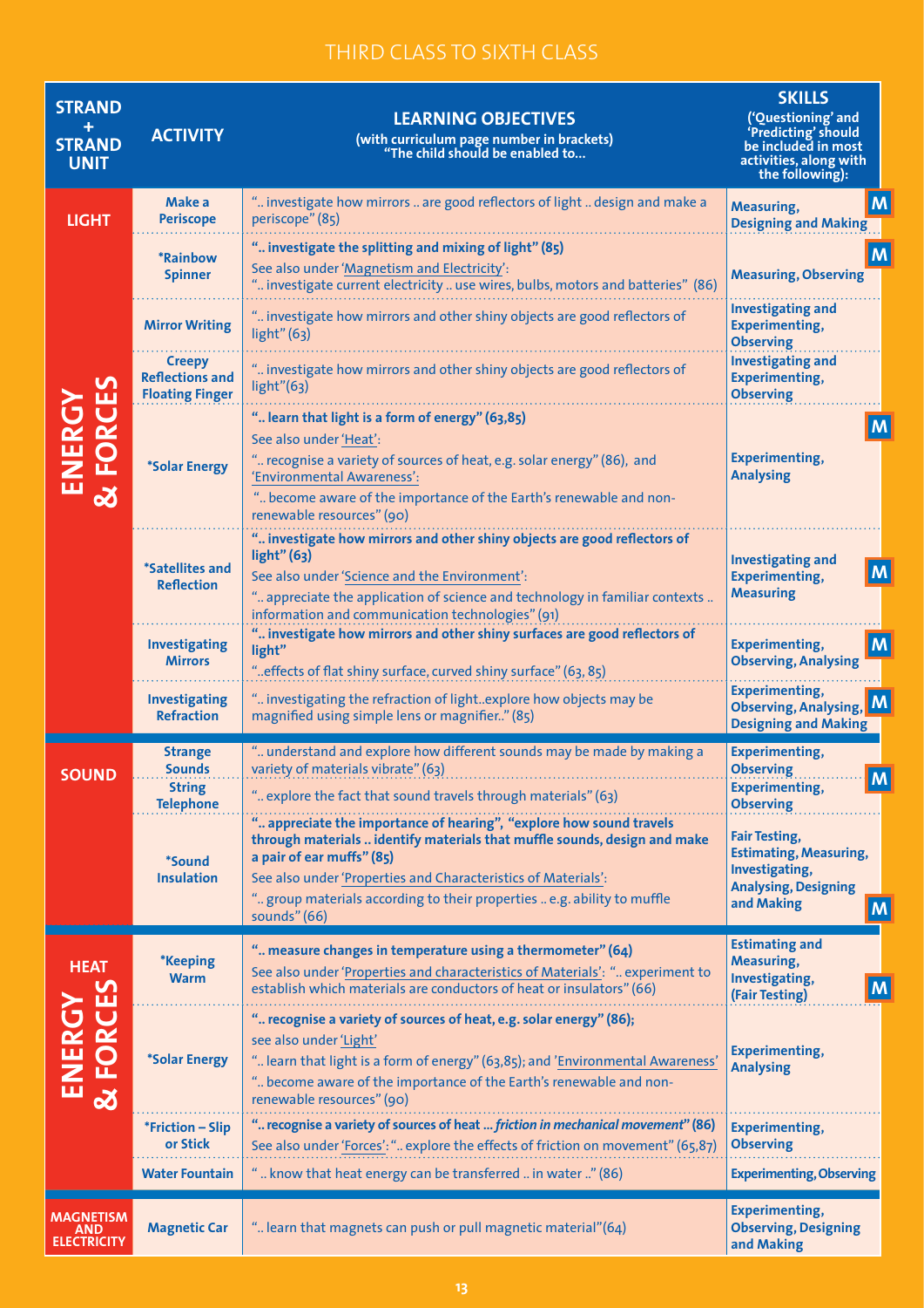## THIRD CLASS TO SIXTH CLASS

| STRAND + STRAND UNIT | ACTIVITY | LEARNING OBJECTIVES (with curriculum page number in brackets) "The child should be enabled to… | SKILLS ('Questioning' and 'Predicting' should be included in most activities, along with the following): |
|---|---|---|---|
| ENERGY & FORCES – LIGHT | Make a Periscope | ".. investigate how mirrors .. are good reflectors of light .. design and make a periscope" (85) | Measuring, Designing and Making M |
| | *Rainbow Spinner | **".. investigate the splitting and mixing of light" (85)** See also under 'Magnetism and Electricity': ".. investigate current electricity .. use wires, bulbs, motors and batteries" (86) | Measuring, Observing M |
| | Mirror Writing | ".. investigate how mirrors and other shiny objects are good reflectors of light" (63) | Investigating and Experimenting, Observing |
| | Creepy Reflections and Floating Finger | ".. investigate how mirrors and other shiny objects are good reflectors of light"(63) | Investigating and Experimenting, Observing |
| | *Solar Energy | **".. learn that light is a form of energy" (63,85)** See also under 'Heat': ".. recognise a variety of sources of heat, e.g. solar energy" (86), and 'Environmental Awareness': ".. become aware of the importance of the Earth's renewable and non-renewable resources" (90) | Experimenting, Analysing M |
| | *Satellites and Reflection | **".. investigate how mirrors and other shiny objects are good reflectors of light" (63)** See also under 'Science and the Environment': ".. appreciate the application of science and technology in familiar contexts .. information and communication technologies" (91) | Investigating and Experimenting, Measuring M |
| | Investigating Mirrors | **".. investigate how mirrors and other shiny surfaces are good reflectors of light"** "..effects of flat shiny surface, curved shiny surface" (63, 85) | Experimenting, Observing, Analysing M |
| | Investigating Refraction | ".. investigating the refraction of light..explore how objects may be magnified using simple lens or magnifier.." (85) | Experimenting, Observing, Analysing, Designing and Making M |
| SOUND | Strange Sounds | ".. understand and explore how different sounds may be made by making a variety of materials vibrate" (63) | Experimenting, Observing |
| | String Telephone | ".. explore the fact that sound travels through materials" (63) | Experimenting, Observing M |
| | *Sound Insulation | **".. appreciate the importance of hearing", "explore how sound travels through materials .. identify materials that muffle sounds, design and make a pair of ear muffs" (85)** See also under 'Properties and Characteristics of Materials': ".. group materials according to their properties .. e.g. ability to muffle sounds" (66) | Fair Testing, Estimating, Measuring, Investigating, Analysing, Designing and Making M |
| ENERGY & FORCES – HEAT | *Keeping Warm | **".. measure changes in temperature using a thermometer" (64)** See also under 'Properties and characteristics of Materials': ".. experiment to establish which materials are conductors of heat or insulators" (66) | Estimating and Measuring, Investigating, (Fair Testing) M |
| | *Solar Energy | **".. recognise a variety of sources of heat, e.g. solar energy" (86);** see also under 'Light' ".. learn that light is a form of energy" (63,85); and 'Environmental Awareness' ".. become aware of the importance of the Earth's renewable and non-renewable resources" (90) | Experimenting, Analysing |
| | *Friction – Slip or Stick | **".. recognise a variety of sources of heat ... *friction in mechanical movement*" (86)** See also under 'Forces': ".. explore the effects of friction on movement" (65,87) | Experimenting, Observing |
| | Water Fountain | " .. know that heat energy can be transferred .. in water .." (86) | Experimenting, Observing |
| MAGNETISM AND ELECTRICITY | Magnetic Car | ".. learn that magnets can push or pull magnetic material"(64) | Experimenting, Observing, Designing and Making |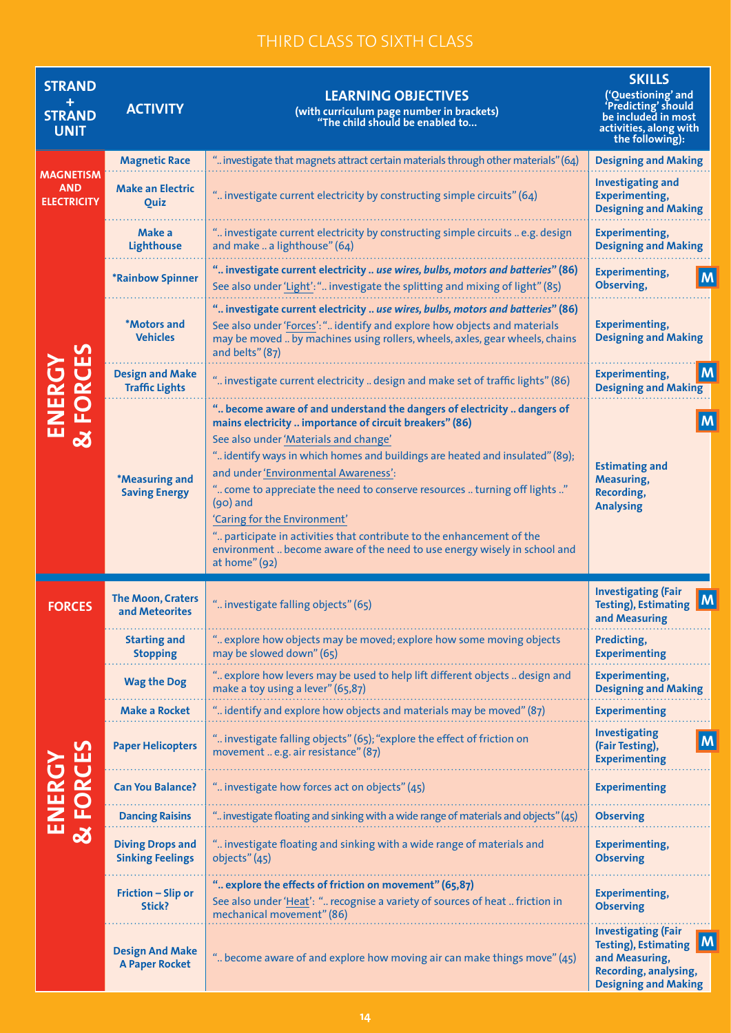# THIRD CLASS TO SIXTH CLASS

| STRAND + STRAND UNIT | ACTIVITY | LEARNING OBJECTIVES (with curriculum page number in brackets) "The child should be enabled to… | SKILLS ('Questioning' and 'Predicting' should be included in most activities, along with the following): |
|---|---|---|---|
| ENERGY & FORCES — MAGNETISM AND ELECTRICITY | Magnetic Race | ".. investigate that magnets attract certain materials through other materials" (64) | Designing and Making |
| | Make an Electric Quiz | ".. investigate current electricity by constructing simple circuits" (64) | Investigating and Experimenting, Designing and Making |
| | Make a Lighthouse | ".. investigate current electricity by constructing simple circuits .. e.g. design and make .. a lighthouse" (64) | Experimenting, Designing and Making |
| | *Rainbow Spinner | **".. investigate current electricity .. *use wires, bulbs, motors and batteries*" (86)** See also under 'Light': ".. investigate the splitting and mixing of light" (85) | Experimenting, Observing, **M** |
| | *Motors and Vehicles | **".. investigate current electricity .. *use wires, bulbs, motors and batteries*" (86)** See also under 'Forces': ".. identify and explore how objects and materials may be moved .. by machines using rollers, wheels, axles, gear wheels, chains and belts" (87) | Experimenting, Designing and Making |
| | Design and Make Traffic Lights | ".. investigate current electricity .. design and make set of traffic lights" (86) | Experimenting, Designing and Making **M** |
| | *Measuring and Saving Energy | **".. become aware of and understand the dangers of electricity .. dangers of mains electricity .. importance of circuit breakers" (86)** See also under 'Materials and change' ".. identify ways in which homes and buildings are heated and insulated" (89); and under 'Environmental Awareness': ".. come to appreciate the need to conserve resources .. turning off lights .." (90) and 'Caring for the Environment' ".. participate in activities that contribute to the enhancement of the environment .. become aware of the need to use energy wisely in school and at home" (92) | **M** Estimating and Measuring, Recording, Analysing |
| ENERGY & FORCES — FORCES | The Moon, Craters and Meteorites | ".. investigate falling objects" (65) | Investigating (Fair Testing), Estimating and Measuring **M** |
| | Starting and Stopping | ".. explore how objects may be moved; explore how some moving objects may be slowed down" (65) | Predicting, Experimenting |
| | Wag the Dog | ".. explore how levers may be used to help lift different objects .. design and make a toy using a lever" (65,87) | Experimenting, Designing and Making |
| | Make a Rocket | ".. identify and explore how objects and materials may be moved" (87) | Experimenting |
| | Paper Helicopters | ".. investigate falling objects" (65); "explore the effect of friction on movement .. e.g. air resistance" (87) | Investigating (Fair Testing), Experimenting **M** |
| | Can You Balance? | ".. investigate how forces act on objects" (45) | Experimenting |
| | Dancing Raisins | ".. investigate floating and sinking with a wide range of materials and objects" (45) | Observing |
| | Diving Drops and Sinking Feelings | ".. investigate floating and sinking with a wide range of materials and objects" (45) | Experimenting, Observing |
| | Friction – Slip or Stick? | **".. explore the effects of friction on movement" (65,87)** See also under 'Heat': ".. recognise a variety of sources of heat .. friction in mechanical movement" (86) | Experimenting, Observing |
| | Design And Make A Paper Rocket | ".. become aware of and explore how moving air can make things move" (45) | Investigating (Fair Testing), Estimating and Measuring, Recording, analysing, Designing and Making **M** |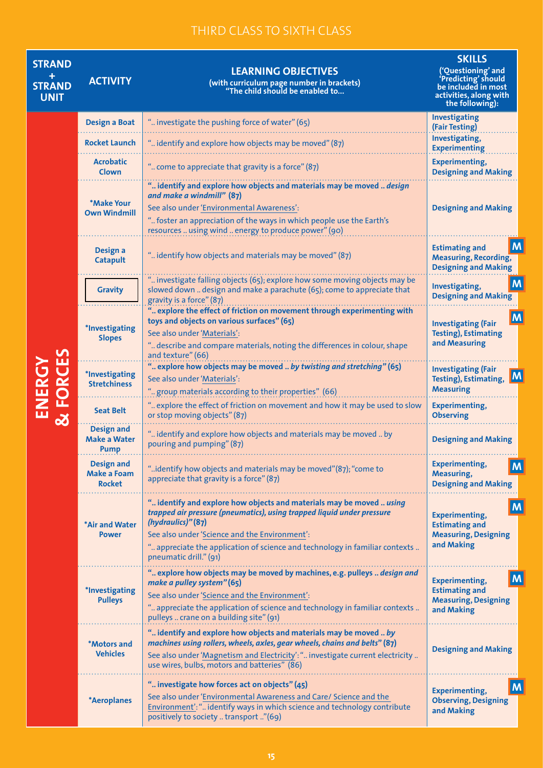## THIRD CLASS TO SIXTH CLASS

| STRAND + STRAND UNIT | ACTIVITY | LEARNING OBJECTIVES (with curriculum page number in brackets) "The child should be enabled to… | SKILLS ('Questioning' and 'Predicting' should be included in most activities, along with the following): |
|---|---|---|---|
| ENERGY & FORCES | Design a Boat | ".. investigate the pushing force of water" (65) | Investigating (Fair Testing) |
| | Rocket Launch | ".. identify and explore how objects may be moved" (87) | Investigating, Experimenting |
| | Acrobatic Clown | ".. come to appreciate that gravity is a force" (87) | Experimenting, Designing and Making |
| | *Make Your Own Windmill | **".. identify and explore how objects and materials may be moved .. *design and make a windmill*" (87)** See also under 'Environmental Awareness': ".. foster an appreciation of the ways in which people use the Earth's resources .. using wind .. energy to produce power" (90) | Designing and Making |
| | Design a Catapult | ".. identify how objects and materials may be moved" (87) | Estimating and Measuring, Recording, Designing and Making M |
| | Gravity | ".. investigate falling objects (65); explore how some moving objects may be slowed down .. design and make a parachute (65); come to appreciate that gravity is a force" (87) | Investigating, Designing and Making M |
| | *Investigating Slopes | **".. explore the effect of friction on movement through experimenting with toys and objects on various surfaces" (65)** See also under 'Materials': ".. describe and compare materials, noting the differences in colour, shape and texture" (66) | Investigating (Fair Testing), Estimating and Measuring M |
| | *Investigating Stretchiness | **".. explore how objects may be moved .. *by twisting and stretching*" (65)** See also under 'Materials': ".. group materials according to their properties" (66) | Investigating (Fair Testing), Estimating, Measuring M |
| | Seat Belt | ".. explore the effect of friction on movement and how it may be used to slow or stop moving objects" (87) | Experimenting, Observing |
| | Design and Make a Water Pump | ".. identify and explore how objects and materials may be moved .. by pouring and pumping" (87) | Designing and Making |
| | Design and Make a Foam Rocket | "..identify how objects and materials may be moved"(87); "come to appreciate that gravity is a force" (87) | Experimenting, Measuring, Designing and Making M |
| | *Air and Water Power | **".. identify and explore how objects and materials may be moved .. *using trapped air pressure (pneumatics), using trapped liquid under pressure (hydraulics)*" (87)** See also under 'Science and the Environment': ".. appreciate the application of science and technology in familiar contexts .. pneumatic drill." (91) | Experimenting, Estimating and Measuring, Designing and Making M |
| | *Investigating Pulleys | **".. explore how objects may be moved by machines, e.g. pulleys .. *design and make a pulley system*" (65)** See also under 'Science and the Environment': ".. appreciate the application of science and technology in familiar contexts .. pulleys .. crane on a building site" (91) | Experimenting, Estimating and Measuring, Designing and Making M |
| | *Motors and Vehicles | **".. identify and explore how objects and materials may be moved .. *by machines using rollers, wheels, axles, gear wheels, chains and belts*" (87)** See also under 'Magnetism and Electricity': ".. investigate current electricity .. use wires, bulbs, motors and batteries" (86) | Designing and Making |
| | *Aeroplanes | **".. investigate how forces act on objects" (45)** See also under 'Environmental Awareness and Care/ Science and the Environment': ".. identify ways in which science and technology contribute positively to society .. transport .."(69) | Experimenting, Observing, Designing and Making M |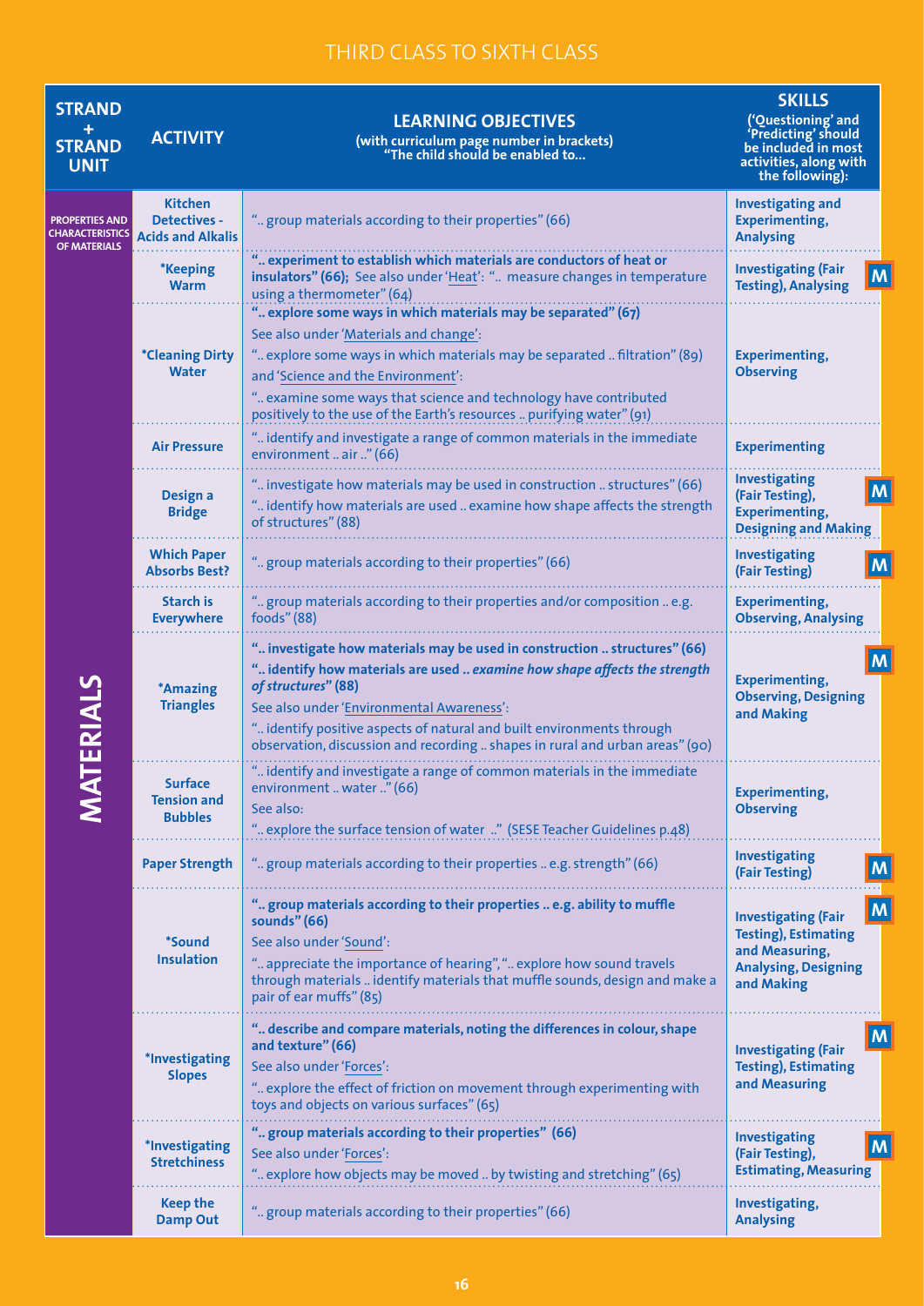## THIRD CLASS TO SIXTH CLASS

| STRAND + STRAND UNIT | ACTIVITY | LEARNING OBJECTIVES (with curriculum page number in brackets) "The child should be enabled to… | SKILLS ('Questioning' and 'Predicting' should be included in most activities, along with the following): |
|---|---|---|---|
| **MATERIALS** – PROPERTIES AND CHARACTERISTICS OF MATERIALS | **Kitchen Detectives - Acids and Alkalis** | ".. group materials according to their properties" (66) | **Investigating and Experimenting, Analysing** |
| | ***Keeping Warm** | **".. experiment to establish which materials are conductors of heat or insulators" (66);** See also under 'Heat': ".. measure changes in temperature using a thermometer" (64) | **Investigating (Fair Testing), Analysing** M |
| | ***Cleaning Dirty Water** | **".. explore some ways in which materials may be separated" (67)** See also under 'Materials and change': ".. explore some ways in which materials may be separated .. filtration" (89) and 'Science and the Environment': ".. examine some ways that science and technology have contributed positively to the use of the Earth's resources .. purifying water" (91) | **Experimenting, Observing** |
| | **Air Pressure** | ".. identify and investigate a range of common materials in the immediate environment .. air .." (66) | **Experimenting** |
| | **Design a Bridge** | ".. investigate how materials may be used in construction .. structures" (66) ".. identify how materials are used .. examine how shape affects the strength of structures" (88) | **Investigating (Fair Testing), Experimenting, Designing and Making** M |
| | **Which Paper Absorbs Best?** | ".. group materials according to their properties" (66) | **Investigating (Fair Testing)** M |
| | **Starch is Everywhere** | ".. group materials according to their properties and/or composition .. e.g. foods" (88) | **Experimenting, Observing, Analysing** |
| | ***Amazing Triangles** | **".. investigate how materials may be used in construction .. structures" (66)** **".. identify how materials are used .. *examine how shape affects the strength of structures*" (88)** See also under 'Environmental Awareness': ".. identify positive aspects of natural and built environments through observation, discussion and recording .. shapes in rural and urban areas" (90) | **Experimenting, Observing, Designing and Making** M |
| | **Surface Tension and Bubbles** | ".. identify and investigate a range of common materials in the immediate environment .. water .." (66) See also: ".. explore the surface tension of water .." (SESE Teacher Guidelines p.48) | **Experimenting, Observing** |
| | **Paper Strength** | ".. group materials according to their properties .. e.g. strength" (66) | **Investigating (Fair Testing)** M |
| | ***Sound Insulation** | **".. group materials according to their properties .. e.g. ability to muffle sounds" (66)** See also under 'Sound': ".. appreciate the importance of hearing", ".. explore how sound travels through materials .. identify materials that muffle sounds, design and make a pair of ear muffs" (85) | **Investigating (Fair Testing), Estimating and Measuring, Analysing, Designing and Making** M |
| | ***Investigating Slopes** | **".. describe and compare materials, noting the differences in colour, shape and texture" (66)** See also under 'Forces': ".. explore the effect of friction on movement through experimenting with toys and objects on various surfaces" (65) | **Investigating (Fair Testing), Estimating and Measuring** M |
| | ***Investigating Stretchiness** | **".. group materials according to their properties" (66)** See also under 'Forces': ".. explore how objects may be moved .. by twisting and stretching" (65) | **Investigating (Fair Testing), Estimating, Measuring** M |
| | **Keep the Damp Out** | ".. group materials according to their properties" (66) | **Investigating, Analysing** |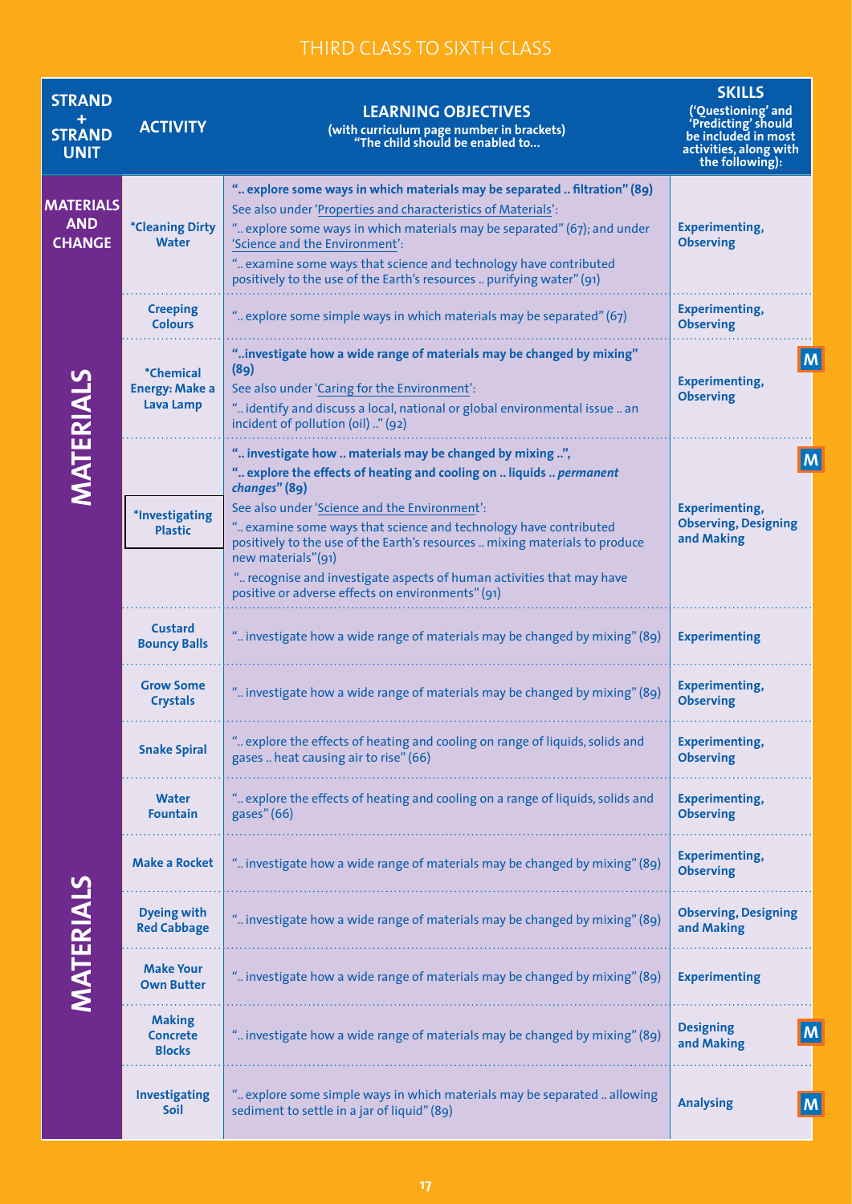# THIRD CLASS TO SIXTH CLASS

| STRAND + STRAND UNIT | ACTIVITY | LEARNING OBJECTIVES (with curriculum page number in brackets) "The child should be enabled to... | SKILLS ('Questioning' and 'Predicting' should be included in most activities, along with the following): |
|---|---|---|---|
| **MATERIALS AND CHANGE** | ***Cleaning Dirty Water** | **".. explore some ways in which materials may be separated .. filtration" (89)** See also under 'Properties and characteristics of Materials': ".. explore some ways in which materials may be separated" (67); and under 'Science and the Environment': ".. examine some ways that science and technology have contributed positively to the use of the Earth's resources .. purifying water" (91) | **Experimenting, Observing** |
| MATERIALS | **Creeping Colours** | ".. explore some simple ways in which materials may be separated" (67) | **Experimenting, Observing** |
| MATERIALS | ***Chemical Energy: Make a Lava Lamp** | **"..investigate how a wide range of materials may be changed by mixing" (89)** See also under 'Caring for the Environment': ".. identify and discuss a local, national or global environmental issue .. an incident of pollution (oil) .." (92) | **Experimenting, Observing** M |
| MATERIALS | ***Investigating Plastic** | **".. investigate how .. materials may be changed by mixing ..", ".. explore the effects of heating and cooling on .. liquids .. *permanent changes*" (89)** See also under 'Science and the Environment': ".. examine some ways that science and technology have contributed positively to the use of the Earth's resources .. mixing materials to produce new materials"(91) ".. recognise and investigate aspects of human activities that may have positive or adverse effects on environments" (91) | **Experimenting, Observing, Designing and Making** M |
| MATERIALS | **Custard Bouncy Balls** | ".. investigate how a wide range of materials may be changed by mixing" (89) | **Experimenting** |
| MATERIALS | **Grow Some Crystals** | ".. investigate how a wide range of materials may be changed by mixing" (89) | **Experimenting, Observing** |
| MATERIALS | **Snake Spiral** | ".. explore the effects of heating and cooling on range of liquids, solids and gases .. heat causing air to rise" (66) | **Experimenting, Observing** |
| MATERIALS | **Water Fountain** | ".. explore the effects of heating and cooling on a range of liquids, solids and gases" (66) | **Experimenting, Observing** |
| MATERIALS | **Make a Rocket** | ".. investigate how a wide range of materials may be changed by mixing" (89) | **Experimenting, Observing** |
| MATERIALS | **Dyeing with Red Cabbage** | ".. investigate how a wide range of materials may be changed by mixing" (89) | **Observing, Designing and Making** |
| MATERIALS | **Make Your Own Butter** | ".. investigate how a wide range of materials may be changed by mixing" (89) | **Experimenting** |
| MATERIALS | **Making Concrete Blocks** | ".. investigate how a wide range of materials may be changed by mixing" (89) | **Designing and Making** M |
| MATERIALS | **Investigating Soil** | ".. explore some simple ways in which materials may be separated .. allowing sediment to settle in a jar of liquid" (89) | **Analysing** M |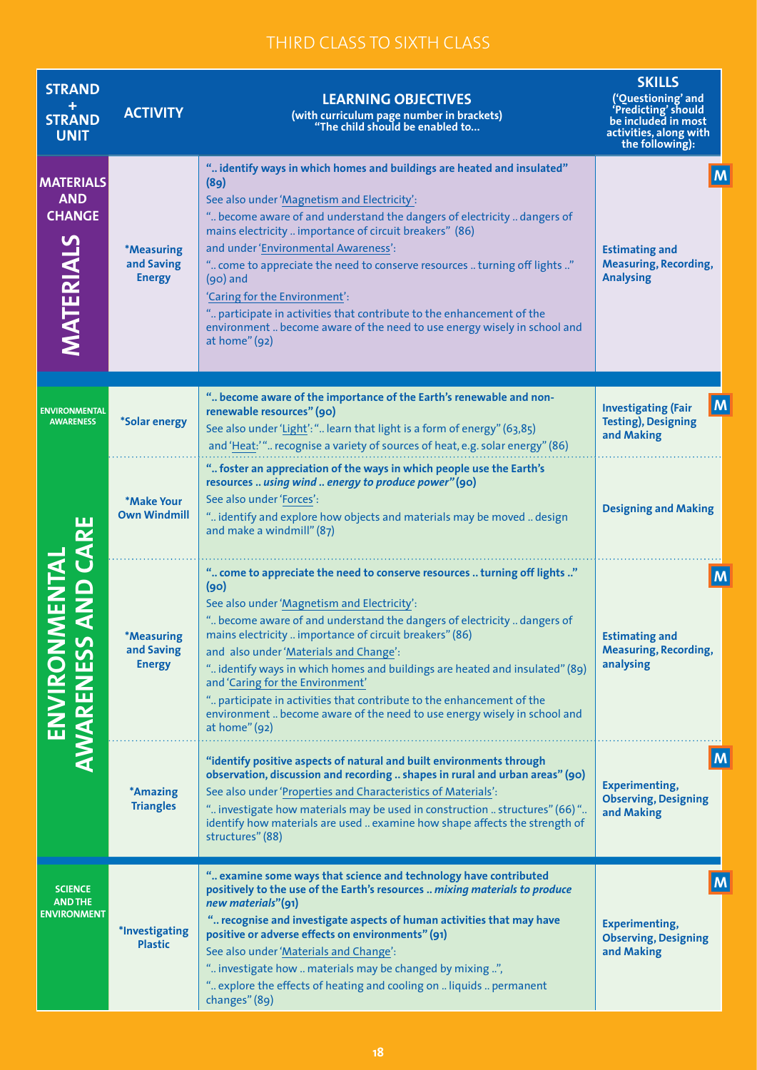## THIRD CLASS TO SIXTH CLASS

| STRAND + STRAND UNIT | ACTIVITY | LEARNING OBJECTIVES (with curriculum page number in brackets) "The child should be enabled to... | SKILLS ('Questioning' and 'Predicting' should be included in most activities, along with the following): |
|---|---|---|---|
| **MATERIALS AND CHANGE** / **MATERIALS** | *Measuring and Saving Energy | **".. identify ways in which homes and buildings are heated and insulated" (89)** See also under 'Magnetism and Electricity': ".. become aware of and understand the dangers of electricity .. dangers of mains electricity .. importance of circuit breakers" (86) and under 'Environmental Awareness': ".. come to appreciate the need to conserve resources .. turning off lights .." (90) and 'Caring for the Environment': ".. participate in activities that contribute to the enhancement of the environment .. become aware of the need to use energy wisely in school and at home" (92) | Estimating and Measuring, Recording, Analysing **M** |
| **ENVIRONMENTAL AWARENESS** / **ENVIRONMENTAL AWARENESS AND CARE** | *Solar energy | **".. become aware of the importance of the Earth's renewable and non-renewable resources" (90)** See also under 'Light': ".. learn that light is a form of energy" (63,85) and 'Heat:' ".. recognise a variety of sources of heat, e.g. solar energy" (86) | Investigating (Fair Testing), Designing and Making **M** |
| | *Make Your Own Windmill | **".. foster an appreciation of the ways in which people use the Earth's resources .. *using wind .. energy to produce power*" (90)** See also under 'Forces': ".. identify and explore how objects and materials may be moved .. design and make a windmill" (87) | Designing and Making |
| | *Measuring and Saving Energy | **".. come to appreciate the need to conserve resources .. turning off lights .." (90)** See also under 'Magnetism and Electricity': ".. become aware of and understand the dangers of electricity .. dangers of mains electricity .. importance of circuit breakers" (86) and also under 'Materials and Change': ".. identify ways in which homes and buildings are heated and insulated" (89) and 'Caring for the Environment' ".. participate in activities that contribute to the enhancement of the environment .. become aware of the need to use energy wisely in school and at home" (92) | Estimating and Measuring, Recording, analysing **M** |
| | *Amazing Triangles | **"identify positive aspects of natural and built environments through observation, discussion and recording .. shapes in rural and urban areas" (90)** See also under 'Properties and Characteristics of Materials': ".. investigate how materials may be used in construction .. structures" (66) ".. identify how materials are used .. examine how shape affects the strength of structures" (88) | Experimenting, Observing, Designing and Making **M** |
| **SCIENCE AND THE ENVIRONMENT** | *Investigating Plastic | **".. examine some ways that science and technology have contributed positively to the use of the Earth's resources .. *mixing materials to produce new materials*" (91)** **".. recognise and investigate aspects of human activities that may have positive or adverse effects on environments" (91)** See also under 'Materials and Change': ".. investigate how .. materials may be changed by mixing ..", ".. explore the effects of heating and cooling on .. liquids .. permanent changes" (89) | Experimenting, Observing, Designing and Making **M** |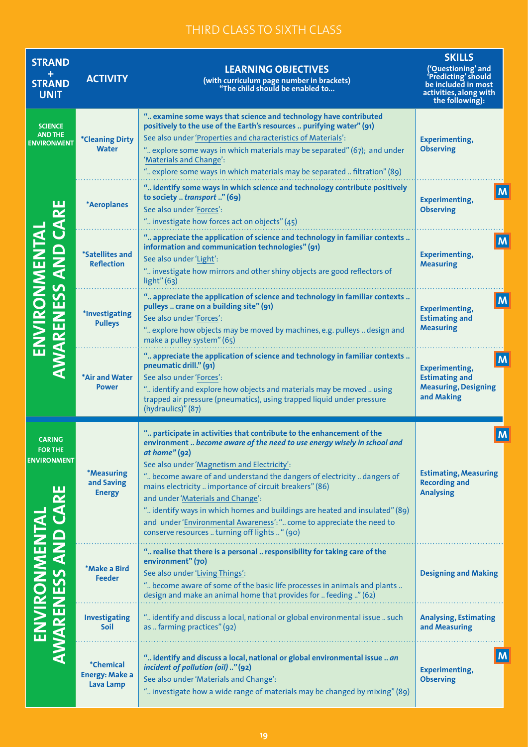## THIRD CLASS TO SIXTH CLASS

| STRAND + STRAND UNIT | ACTIVITY | LEARNING OBJECTIVES (with curriculum page number in brackets) "The child should be enabled to… | SKILLS ('Questioning' and 'Predicting' should be included in most activities, along with the following): |
|---|---|---|---|
| ENVIRONMENTAL AWARENESS AND CARE — SCIENCE AND THE ENVIRONMENT | *Cleaning Dirty Water | **".. examine some ways that science and technology have contributed positively to the use of the Earth's resources .. purifying water" (91)** See also under 'Properties and characteristics of Materials': ".. explore some ways in which materials may be separated" (67); and under 'Materials and Change': ".. explore some ways in which materials may be separated .. filtration" (89) | Experimenting, Observing |
| | *Aeroplanes | **".. identify some ways in which science and technology contribute positively to society .. *transport* .." (69)** See also under 'Forces': ".. investigate how forces act on objects" (45) | Experimenting, Observing (M) |
| | *Satellites and Reflection | **".. appreciate the application of science and technology in familiar contexts .. information and communication technologies" (91)** See also under 'Light': ".. investigate how mirrors and other shiny objects are good reflectors of light" (63) | Experimenting, Measuring (M) |
| | *Investigating Pulleys | **".. appreciate the application of science and technology in familiar contexts .. pulleys .. crane on a building site" (91)** See also under 'Forces': ".. explore how objects may be moved by machines, e.g. pulleys .. design and make a pulley system" (65) | Experimenting, Estimating and Measuring (M) |
| | *Air and Water Power | **".. appreciate the application of science and technology in familiar contexts .. pneumatic drill." (91)** See also under 'Forces': ".. identify and explore how objects and materials may be moved .. using trapped air pressure (pneumatics), using trapped liquid under pressure (hydraulics)" (87) | Experimenting, Estimating and Measuring, Designing and Making (M) |
| ENVIRONMENTAL AWARENESS AND CARE — CARING FOR THE ENVIRONMENT | *Measuring and Saving Energy | **".. participate in activities that contribute to the enhancement of the environment .. *become aware of the need to use energy wisely in school and at home*" (92)** See also under 'Magnetism and Electricity': ".. become aware of and understand the dangers of electricity .. dangers of mains electricity .. importance of circuit breakers" (86) and under 'Materials and Change': ".. identify ways in which homes and buildings are heated and insulated" (89) and under 'Environmental Awareness': ".. come to appreciate the need to conserve resources .. turning off lights .. " (90) | Estimating, Measuring Recording and Analysing (M) |
| | *Make a Bird Feeder | **".. realise that there is a personal .. responsibility for taking care of the environment" (70)** See also under 'Living Things': ".. become aware of some of the basic life processes in animals and plants .. design and make an animal home that provides for .. feeding .." (62) | Designing and Making |
| | Investigating Soil | ".. identify and discuss a local, national or global environmental issue .. such as .. farming practices" (92) | Analysing, Estimating and Measuring |
| | *Chemical Energy: Make a Lava Lamp | **".. identify and discuss a local, national or global environmental issue .. *an incident of pollution (oil)* .." (92)** See also under 'Materials and Change': ".. investigate how a wide range of materials may be changed by mixing" (89) | Experimenting, Observing (M) |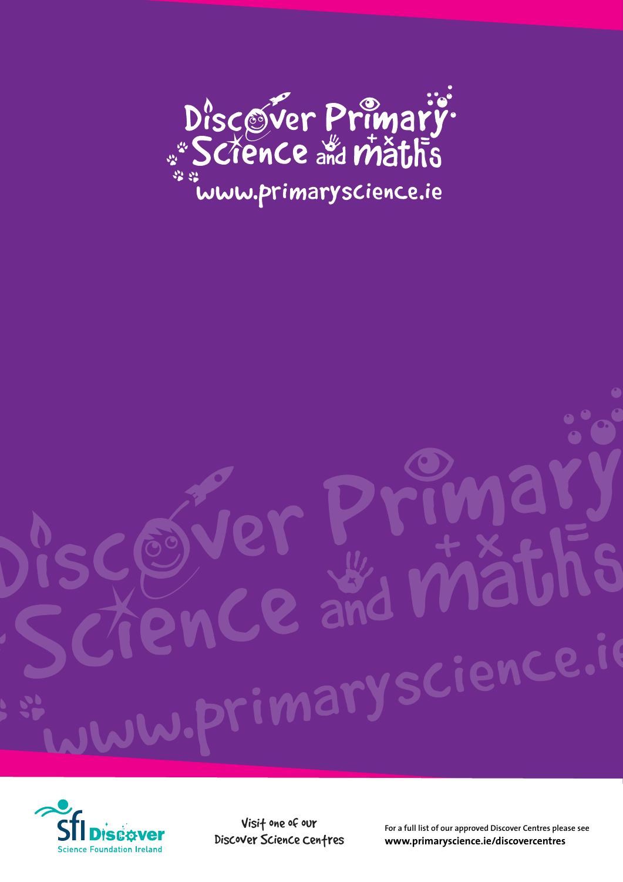Discover Primary Science and maths

www.primaryscience.ie

Science Foundation Ireland Discover

Visit one of our Discover Science Centres

For a full list of our approved Discover Centres please see **www.primaryscience.ie/discovercentres**